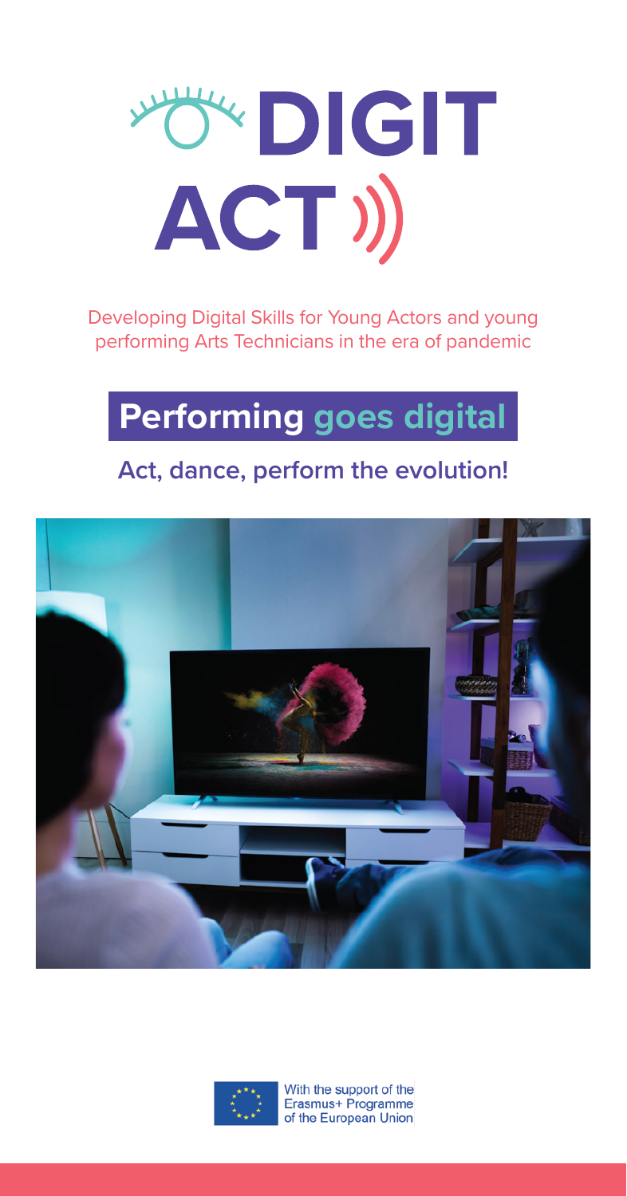# DIGIT ACT

Developing Digital Skills for Young Actors and young performing Arts Technicians in the era of pandemic

## Performing goes digital

**Act, dance, perform the evolution!**

With the support of the Erasmus+ Programme of the European Union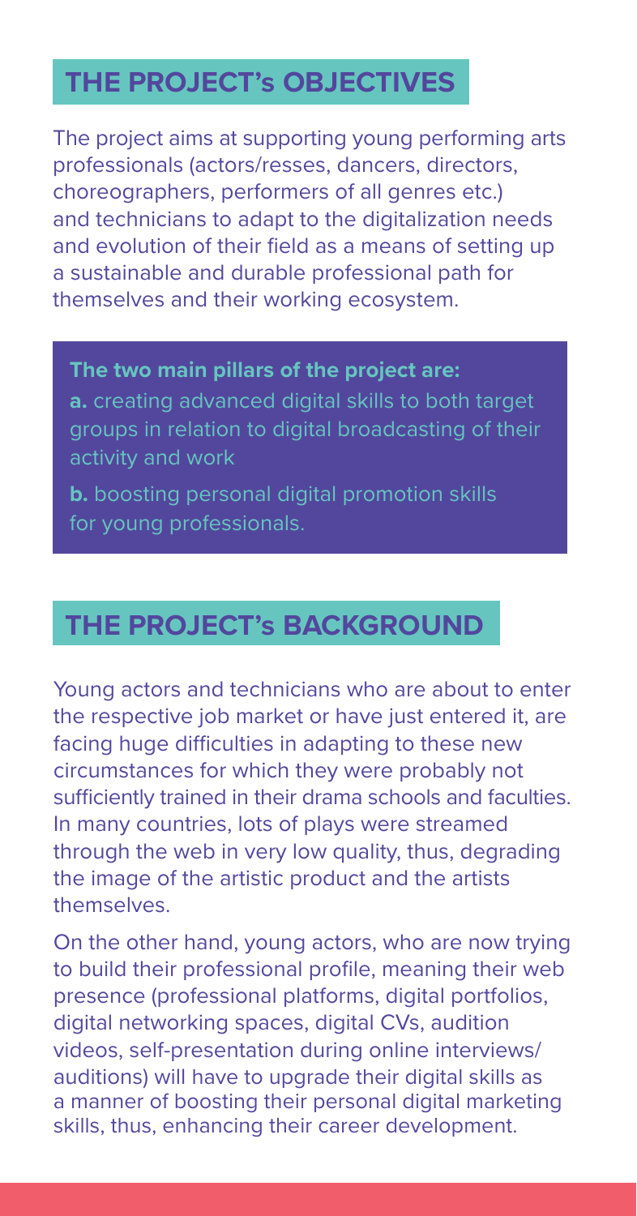## THE PROJECT's OBJECTIVES

The project aims at supporting young performing arts professionals (actors/resses, dancers, directors, choreographers, performers of all genres etc.) and technicians to adapt to the digitalization needs and evolution of their field as a means of setting up a sustainable and durable professional path for themselves and their working ecosystem.

**The two main pillars of the project are:**

**a.** creating advanced digital skills to both target groups in relation to digital broadcasting of their activity and work

**b.** boosting personal digital promotion skills for young professionals.

## THE PROJECT's BACKGROUND

Young actors and technicians who are about to enter the respective job market or have just entered it, are facing huge difficulties in adapting to these new circumstances for which they were probably not sufficiently trained in their drama schools and faculties. In many countries, lots of plays were streamed through the web in very low quality, thus, degrading the image of the artistic product and the artists themselves.

On the other hand, young actors, who are now trying to build their professional profile, meaning their web presence (professional platforms, digital portfolios, digital networking spaces, digital CVs, audition videos, self-presentation during online interviews/ auditions) will have to upgrade their digital skills as a manner of boosting their personal digital marketing skills, thus, enhancing their career development.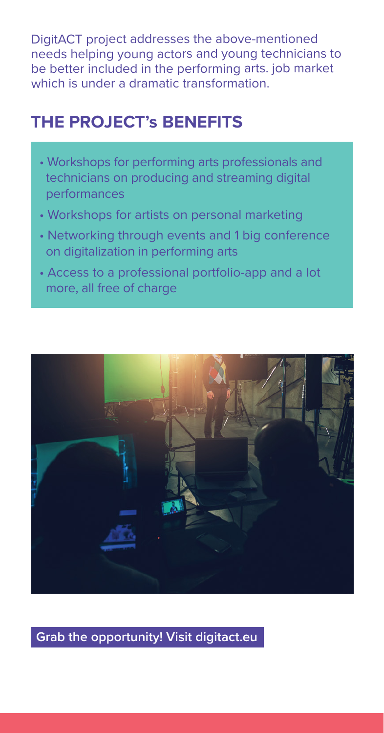DigitACT project addresses the above-mentioned needs helping young actors and young technicians to be better included in the performing arts. job market which is under a dramatic transformation.

## THE PROJECT's BENEFITS

- Workshops for performing arts professionals and technicians on producing and streaming digital performances
- Workshops for artists on personal marketing
- Networking through events and 1 big conference on digitalization in performing arts
- Access to a professional portfolio-app and a lot more, all free of charge

**Grab the opportunity! Visit digitact.eu**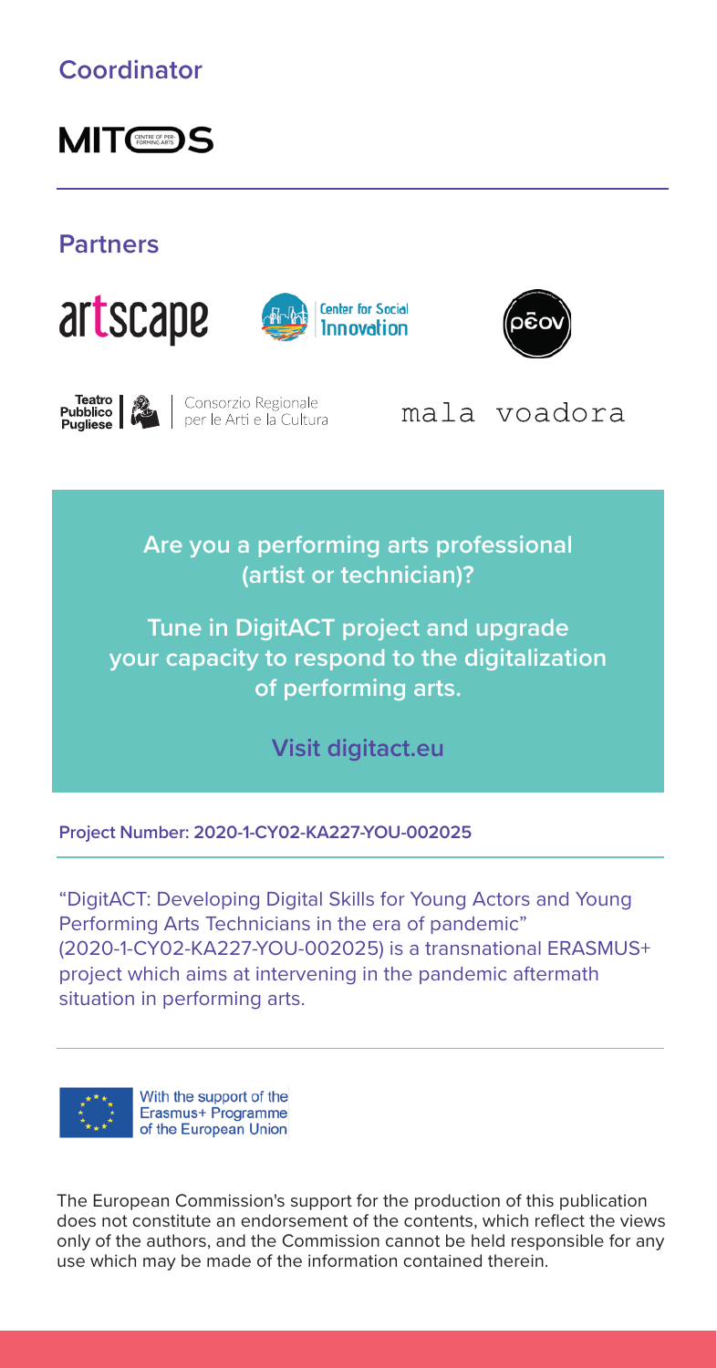## Coordinator

MITOS CENTRE OF PERFORMING ARTS

## Partners

artscape

Center for Social Innovation

ρέον

Teatro Pubblico Pugliese | Consorzio Regionale per le Arti e la Cultura

mala voadora

**Are you a performing arts professional (artist or technician)?**

**Tune in DigitACT project and upgrade your capacity to respond to the digitalization of performing arts.**

**Visit digitact.eu**

**Project Number: 2020-1-CY02-KA227-YOU-002025**

"DigitACT: Developing Digital Skills for Young Actors and Young Performing Arts Technicians in the era of pandemic" (2020-1-CY02-KA227-YOU-002025) is a transnational ERASMUS+ project which aims at intervening in the pandemic aftermath situation in performing arts.

With the support of the Erasmus+ Programme of the European Union

The European Commission's support for the production of this publication does not constitute an endorsement of the contents, which reflect the views only of the authors, and the Commission cannot be held responsible for any use which may be made of the information contained therein.